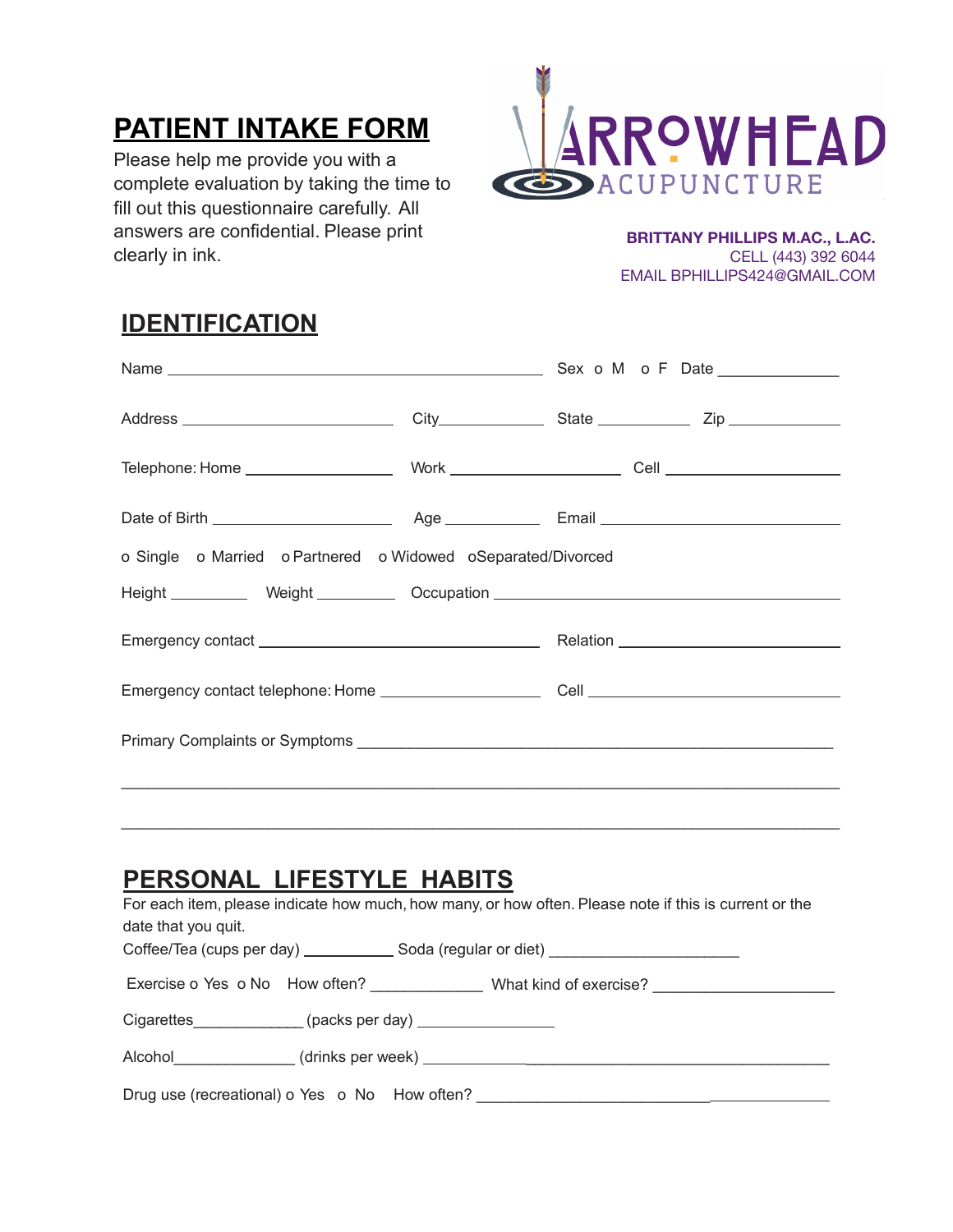# PATIENT INTAKE FORM

Please help me provide you with a complete evaluation by taking the time to fill out this questionnaire carefully. All answers are confidential. Please print clearly in ink.

ARROWHEAD ACUPUNCTURE

**BRITTANY PHILLIPS M.AC., L.AC.**
CELL (443) 392 6044
EMAIL BPHILLIPS424@GMAIL.COM

## IDENTIFICATION

Name ______________________________________ Sex o M o F Date ____________

Address ______________________ City____________ State __________ Zip ____________

Telephone: Home ________________ Work __________________ Cell ___________________

Date of Birth ___________________ Age __________ Email __________________________

o Single o Married o Partnered o Widowed oSeparated/Divorced

Height ________ Weight ________ Occupation ____________________________________

Emergency contact ______________________________ Relation ______________________

Emergency contact telephone: Home _________________ Cell ___________________________

Primary Complaints or Symptoms ______________________________________________________

_____________________________________________________________________________

_____________________________________________________________________________

## PERSONAL LIFESTYLE HABITS

For each item, please indicate how much, how many, or how often. Please note if this is current or the date that you quit.

Coffee/Tea (cups per day) __________ Soda (regular or diet) _____________________

Exercise o Yes o No How often? ____________ What kind of exercise? ___________________

Cigarettes____________ (packs per day) _______________

Alcohol______________ (drinks per week) _____________________________________________

Drug use (recreational) o Yes o No How often? _______________________________________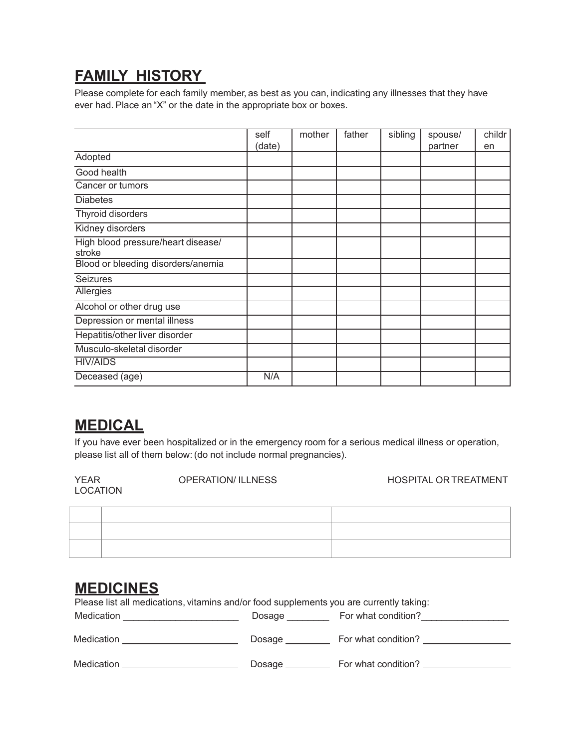## FAMILY HISTORY

Please complete for each family member, as best as you can, indicating any illnesses that they have ever had. Place an "X" or the date in the appropriate box or boxes.

| | self (date) | mother | father | sibling | spouse/ partner | children |
|---|---|---|---|---|---|---|
| Adopted | | | | | | |
| Good health | | | | | | |
| Cancer or tumors | | | | | | |
| Diabetes | | | | | | |
| Thyroid disorders | | | | | | |
| Kidney disorders | | | | | | |
| High blood pressure/heart disease/ stroke | | | | | | |
| Blood or bleeding disorders/anemia | | | | | | |
| Seizures | | | | | | |
| Allergies | | | | | | |
| Alcohol or other drug use | | | | | | |
| Depression or mental illness | | | | | | |
| Hepatitis/other liver disorder | | | | | | |
| Musculo-skeletal disorder | | | | | | |
| HIV/AIDS | | | | | | |
| Deceased (age) | N/A | | | | | |

## MEDICAL

If you have ever been hospitalized or in the emergency room for a serious medical illness or operation, please list all of them below: (do not include normal pregnancies).

| YEAR | OPERATION/ ILLNESS | HOSPITAL OR TREATMENT LOCATION |
|---|---|---|
| | | |
| | | |
| | | |

## MEDICINES

Please list all medications, vitamins and/or food supplements you are currently taking:

Medication ______________________ Dosage ________ For what condition? _________________

Medication ______________________ Dosage ________ For what condition? _________________

Medication ______________________ Dosage ________ For what condition? _________________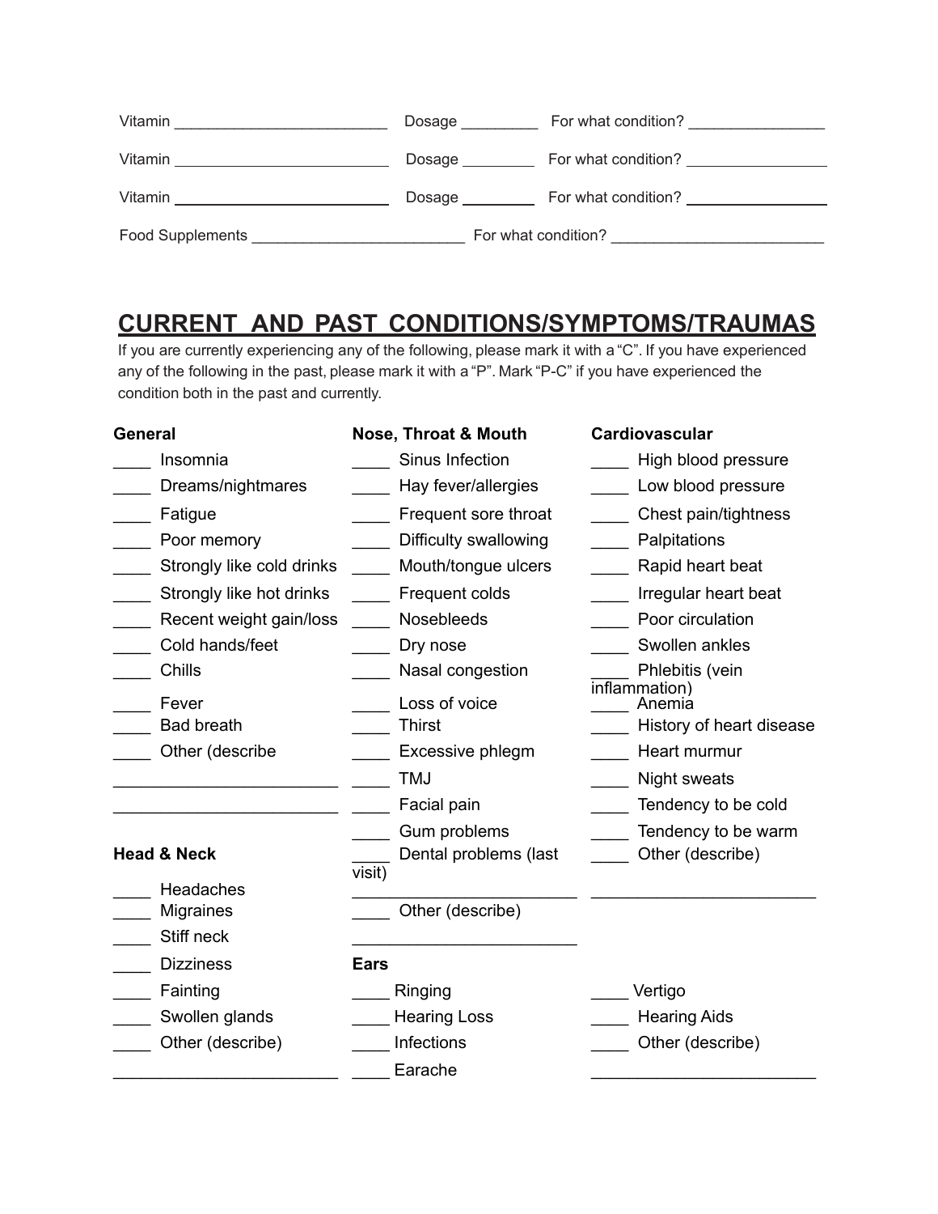Vitamin _________________________ Dosage _________ For what condition? ________________

Vitamin _________________________ Dosage _________ For what condition? ________________

Vitamin _________________________ Dosage _________ For what condition? ________________

Food Supplements _________________________ For what condition? _________________________

## CURRENT AND PAST CONDITIONS/SYMPTOMS/TRAUMAS

If you are currently experiencing any of the following, please mark it with a "C". If you have experienced any of the following in the past, please mark it with a "P". Mark "P-C" if you have experienced the condition both in the past and currently.

**General**

____ Insomnia
____ Dreams/nightmares
____ Fatigue
____ Poor memory
____ Strongly like cold drinks
____ Strongly like hot drinks
____ Recent weight gain/loss
____ Cold hands/feet
____ Chills
____ Fever
____ Bad breath
____ Other (describe
________________________
________________________

**Head & Neck**

____ Headaches
____ Migraines
____ Stiff neck
____ Dizziness
____ Fainting
____ Swollen glands
____ Other (describe)
________________________

**Nose, Throat & Mouth**

____ Sinus Infection
____ Hay fever/allergies
____ Frequent sore throat
____ Difficulty swallowing
____ Mouth/tongue ulcers
____ Frequent colds
____ Nosebleeds
____ Dry nose
____ Nasal congestion
____ Loss of voice
____ Thirst
____ Excessive phlegm
____ TMJ
____ Facial pain
____ Gum problems
____ Dental problems (last visit)
________________________
____ Other (describe)
________________________

**Cardiovascular**

____ High blood pressure
____ Low blood pressure
____ Chest pain/tightness
____ Palpitations
____ Rapid heart beat
____ Irregular heart beat
____ Poor circulation
____ Swollen ankles
____ Phlebitis (vein inflammation)
____ Anemia
____ History of heart disease
____ Heart murmur
____ Night sweats
____ Tendency to be cold
____ Tendency to be warm
____ Other (describe)
________________________

**Ears**

____ Ringing
____ Hearing Loss
____ Infections
____ Earache
____ Vertigo
____ Hearing Aids
____ Other (describe)
________________________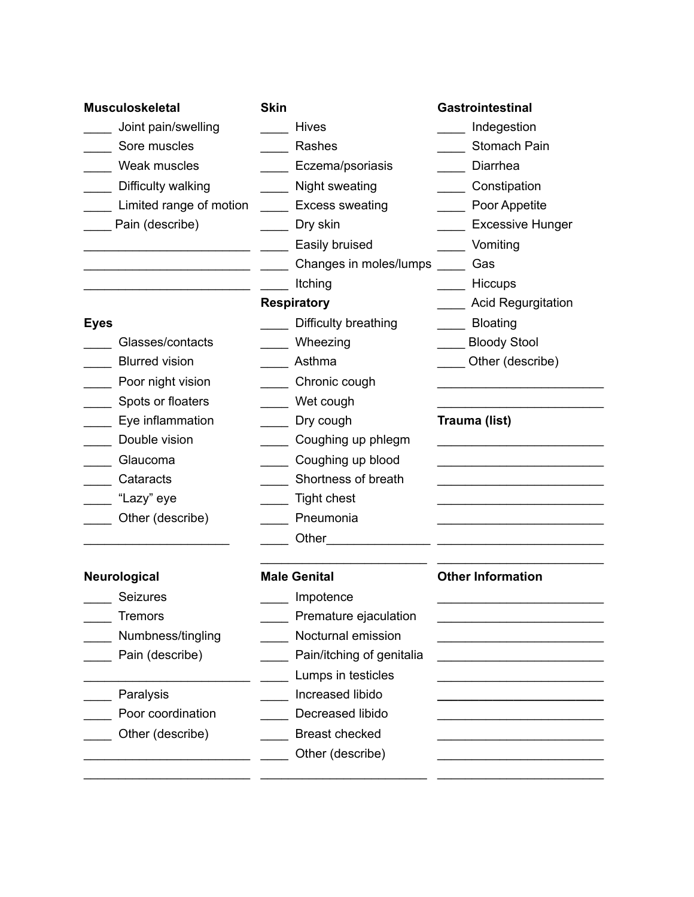**Musculoskeletal**

____ Joint pain/swelling
____ Sore muscles
____ Weak muscles
____ Difficulty walking
____ Limited range of motion
____ Pain (describe)
________________________
________________________
________________________

**Eyes**

____ Glasses/contacts
____ Blurred vision
____ Poor night vision
____ Spots or floaters
____ Eye inflammation
____ Double vision
____ Glaucoma
____ Cataracts
____ "Lazy" eye
____ Other (describe)
______________________

**Neurological**

____ Seizures
____ Tremors
____ Numbness/tingling
____ Pain (describe)
________________________
____ Paralysis
____ Poor coordination
____ Other (describe)
________________________
________________________

**Skin**

____ Hives
____ Rashes
____ Eczema/psoriasis
____ Night sweating
____ Excess sweating
____ Dry skin
____ Easily bruised
____ Changes in moles/lumps
____ Itching

**Respiratory**

____ Difficulty breathing
____ Wheezing
____ Asthma
____ Chronic cough
____ Wet cough
____ Dry cough
____ Coughing up phlegm
____ Coughing up blood
____ Shortness of breath
____ Tight chest
____ Pneumonia
____ Other________________
________________________

**Male Genital**

____ Impotence
____ Premature ejaculation
____ Nocturnal emission
____ Pain/itching of genitalia
____ Lumps in testicles
____ Increased libido
____ Decreased libido
____ Breast checked
____ Other (describe)
________________________

**Gastrointestinal**

____ Indegestion
____ Stomach Pain
____ Diarrhea
____ Constipation
____ Poor Appetite
____ Excessive Hunger
____ Vomiting
____ Gas
____ Hiccups
____ Acid Regurgitation
____ Bloating
____ Bloody Stool
____ Other (describe)
________________________
________________________

**Trauma (list)**

________________________
________________________
________________________
________________________
________________________
________________________
________________________

**Other Information**

________________________
________________________
________________________
________________________
________________________
________________________
________________________
________________________
________________________
________________________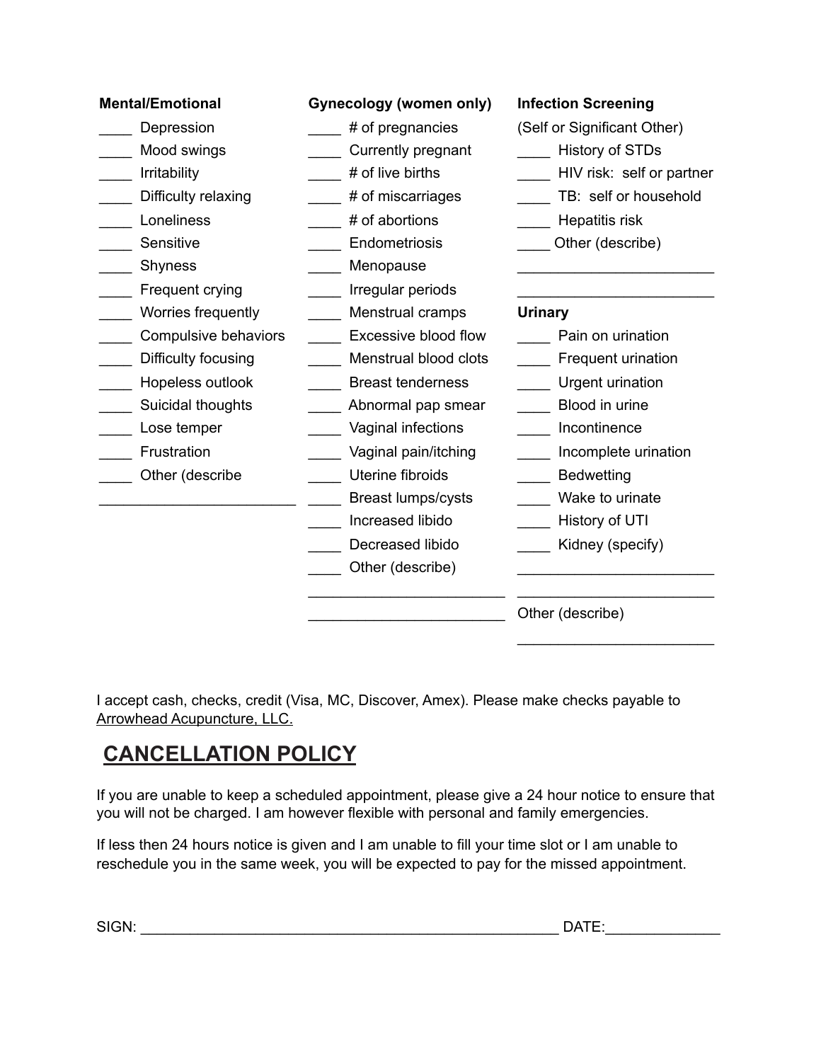**Mental/Emotional**

- ____ Depression
- ____ Mood swings
- ____ Irritability
- ____ Difficulty relaxing
- ____ Loneliness
- ____ Sensitive
- ____ Shyness
- ____ Frequent crying
- ____ Worries frequently
- ____ Compulsive behaviors
- ____ Difficulty focusing
- ____ Hopeless outlook
- ____ Suicidal thoughts
- ____ Lose temper
- ____ Frustration
- ____ Other (describe

________________________

**Gynecology (women only)**

- ____ # of pregnancies
- ____ Currently pregnant
- ____ # of live births
- ____ # of miscarriages
- ____ # of abortions
- ____ Endometriosis
- ____ Menopause
- ____ Irregular periods
- ____ Menstrual cramps
- ____ Excessive blood flow
- ____ Menstrual blood clots
- ____ Breast tenderness
- ____ Abnormal pap smear
- ____ Vaginal infections
- ____ Vaginal pain/itching
- ____ Uterine fibroids
- ____ Breast lumps/cysts
- ____ Increased libido
- ____ Decreased libido
- ____ Other (describe)

________________________

________________________

**Infection Screening**

(Self or Significant Other)

- ____ History of STDs
- ____ HIV risk: self or partner
- ____ TB: self or household
- ____ Hepatitis risk
- ____ Other (describe)

________________________

________________________

**Urinary**

- ____ Pain on urination
- ____ Frequent urination
- ____ Urgent urination
- ____ Blood in urine
- ____ Incontinence
- ____ Incomplete urination
- ____ Bedwetting
- ____ Wake to urinate
- ____ History of UTI
- ____ Kidney (specify)

________________________

________________________

Other (describe)

________________________

I accept cash, checks, credit (Visa, MC, Discover, Amex). Please make checks payable to Arrowhead Acupuncture, LLC.

## CANCELLATION POLICY

If you are unable to keep a scheduled appointment, please give a 24 hour notice to ensure that you will not be charged. I am however flexible with personal and family emergencies.

If less then 24 hours notice is given and I am unable to fill your time slot or I am unable to reschedule you in the same week, you will be expected to pay for the missed appointment.

SIGN: ____________________________________________________ DATE:______________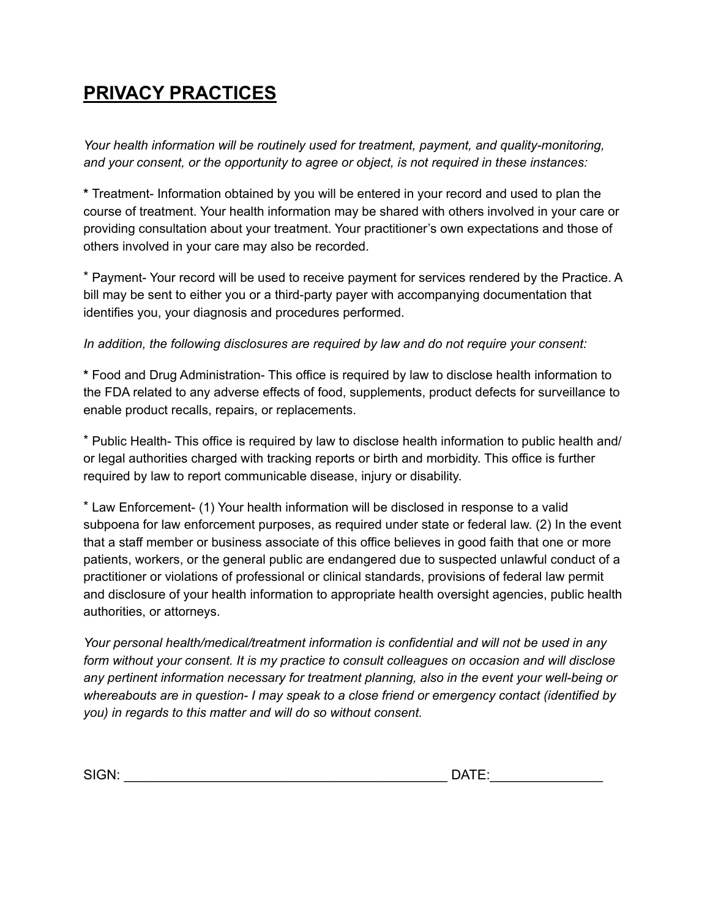## PRIVACY PRACTICES

*Your health information will be routinely used for treatment, payment, and quality-monitoring, and your consent, or the opportunity to agree or object, is not required in these instances:*

**\*** Treatment- Information obtained by you will be entered in your record and used to plan the course of treatment. Your health information may be shared with others involved in your care or providing consultation about your treatment. Your practitioner's own expectations and those of others involved in your care may also be recorded.

\* Payment- Your record will be used to receive payment for services rendered by the Practice. A bill may be sent to either you or a third-party payer with accompanying documentation that identifies you, your diagnosis and procedures performed.

*In addition, the following disclosures are required by law and do not require your consent:*

**\*** Food and Drug Administration- This office is required by law to disclose health information to the FDA related to any adverse effects of food, supplements, product defects for surveillance to enable product recalls, repairs, or replacements.

\* Public Health- This office is required by law to disclose health information to public health and/ or legal authorities charged with tracking reports or birth and morbidity. This office is further required by law to report communicable disease, injury or disability.

\* Law Enforcement- (1) Your health information will be disclosed in response to a valid subpoena for law enforcement purposes, as required under state or federal law. (2) In the event that a staff member or business associate of this office believes in good faith that one or more patients, workers, or the general public are endangered due to suspected unlawful conduct of a practitioner or violations of professional or clinical standards, provisions of federal law permit and disclosure of your health information to appropriate health oversight agencies, public health authorities, or attorneys.

*Your personal health/medical/treatment information is confidential and will not be used in any form without your consent. It is my practice to consult colleagues on occasion and will disclose any pertinent information necessary for treatment planning, also in the event your well-being or whereabouts are in question- I may speak to a close friend or emergency contact (identified by you) in regards to this matter and will do so without consent.*

SIGN: ____________________________________________ DATE:_______________